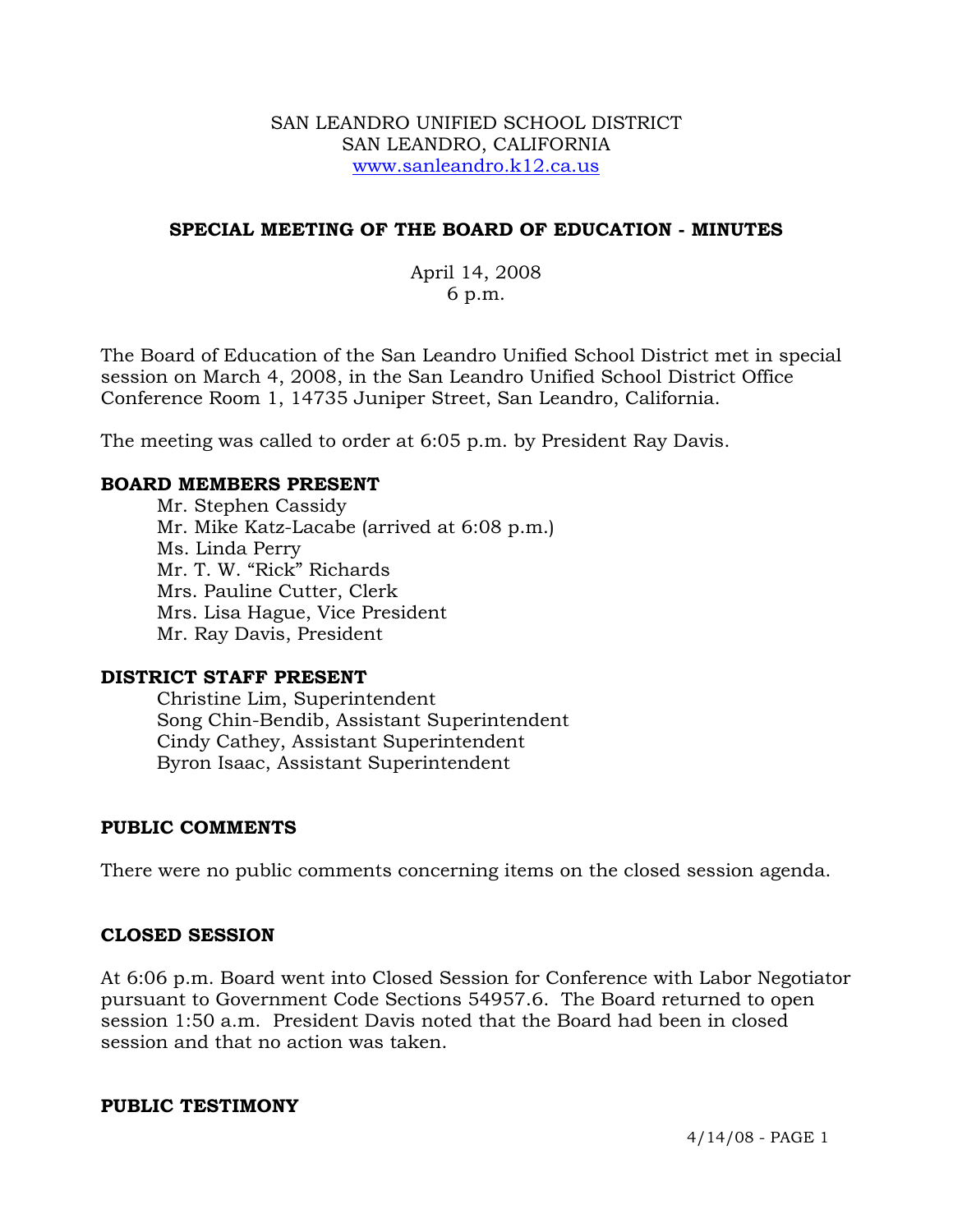SAN LEANDRO UNIFIED SCHOOL DISTRICT
SAN LEANDRO, CALIFORNIA
www.sanleandro.k12.ca.us

## SPECIAL MEETING OF THE BOARD OF EDUCATION - MINUTES

April 14, 2008
6 p.m.

The Board of Education of the San Leandro Unified School District met in special session on March 4, 2008, in the San Leandro Unified School District Office Conference Room 1, 14735 Juniper Street, San Leandro, California.

The meeting was called to order at 6:05 p.m. by President Ray Davis.

### BOARD MEMBERS PRESENT

- Mr. Stephen Cassidy
- Mr. Mike Katz-Lacabe (arrived at 6:08 p.m.)
- Ms. Linda Perry
- Mr. T. W. "Rick" Richards
- Mrs. Pauline Cutter, Clerk
- Mrs. Lisa Hague, Vice President
- Mr. Ray Davis, President

### DISTRICT STAFF PRESENT

- Christine Lim, Superintendent
- Song Chin-Bendib, Assistant Superintendent
- Cindy Cathey, Assistant Superintendent
- Byron Isaac, Assistant Superintendent

### PUBLIC COMMENTS

There were no public comments concerning items on the closed session agenda.

### CLOSED SESSION

At 6:06 p.m. Board went into Closed Session for Conference with Labor Negotiator pursuant to Government Code Sections 54957.6. The Board returned to open session 1:50 a.m. President Davis noted that the Board had been in closed session and that no action was taken.

### PUBLIC TESTIMONY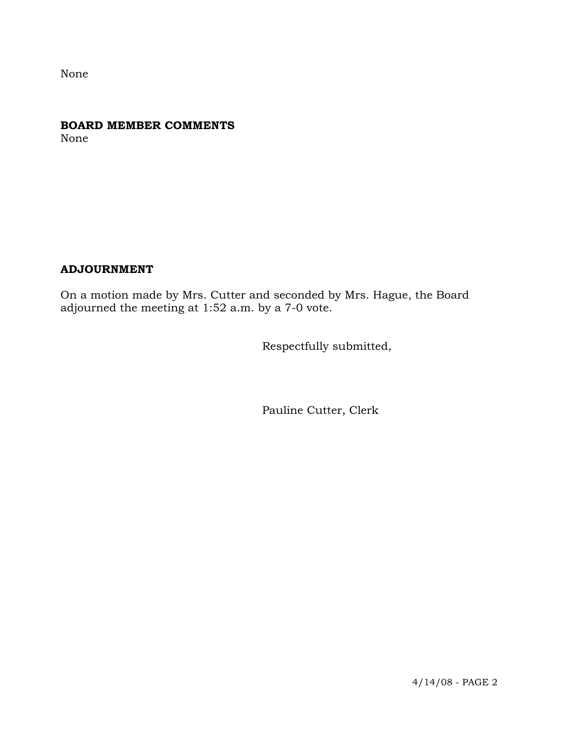None

**BOARD MEMBER COMMENTS**
None

**ADJOURNMENT**

On a motion made by Mrs. Cutter and seconded by Mrs. Hague, the Board adjourned the meeting at 1:52 a.m. by a 7-0 vote.

Respectfully submitted,

Pauline Cutter, Clerk